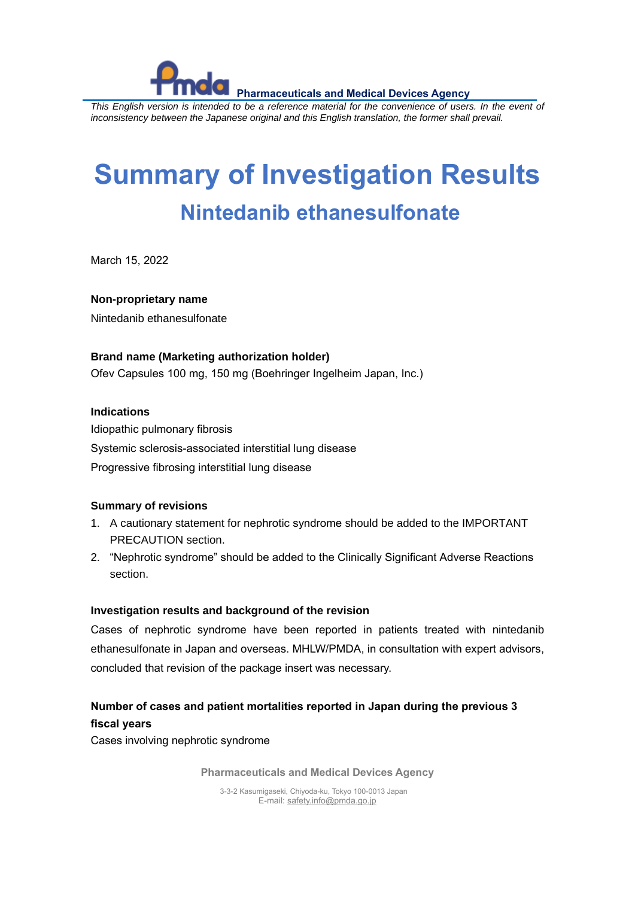Pharmaceuticals and Medical Devices Agency

*This English version is intended to be a reference material for the convenience of users. In the event of inconsistency between the Japanese original and this English translation, the former shall prevail.*

# Summary of Investigation Results

## Nintedanib ethanesulfonate

March 15, 2022

**Non-proprietary name**

Nintedanib ethanesulfonate

**Brand name (Marketing authorization holder)**

Ofev Capsules 100 mg, 150 mg (Boehringer Ingelheim Japan, Inc.)

**Indications**

Idiopathic pulmonary fibrosis

Systemic sclerosis-associated interstitial lung disease

Progressive fibrosing interstitial lung disease

**Summary of revisions**

1. A cautionary statement for nephrotic syndrome should be added to the IMPORTANT PRECAUTION section.
2. "Nephrotic syndrome" should be added to the Clinically Significant Adverse Reactions section.

**Investigation results and background of the revision**

Cases of nephrotic syndrome have been reported in patients treated with nintedanib ethanesulfonate in Japan and overseas. MHLW/PMDA, in consultation with expert advisors, concluded that revision of the package insert was necessary.

**Number of cases and patient mortalities reported in Japan during the previous 3 fiscal years**

Cases involving nephrotic syndrome

Pharmaceuticals and Medical Devices Agency

3-3-2 Kasumigaseki, Chiyoda-ku, Tokyo 100-0013 Japan
E-mail: safety.info@pmda.go.jp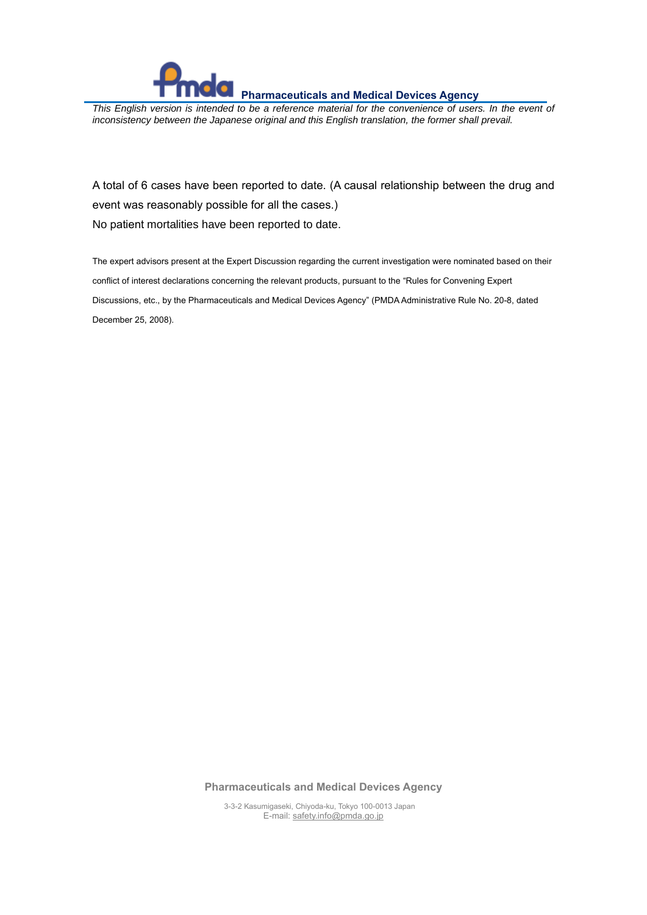A total of 6 cases have been reported to date. (A causal relationship between the drug and event was reasonably possible for all the cases.)
No patient mortalities have been reported to date.

The expert advisors present at the Expert Discussion regarding the current investigation were nominated based on their conflict of interest declarations concerning the relevant products, pursuant to the "Rules for Convening Expert Discussions, etc., by the Pharmaceuticals and Medical Devices Agency" (PMDA Administrative Rule No. 20-8, dated December 25, 2008).